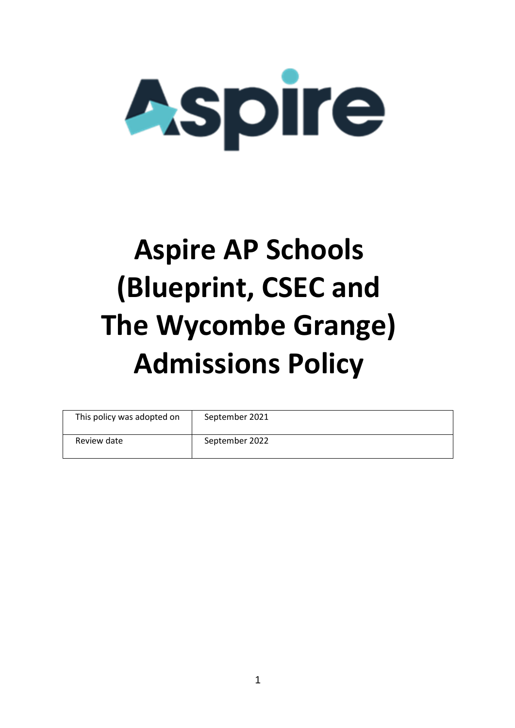# Aspire AP Schools (Blueprint, CSEC and The Wycombe Grange) Admissions Policy

| This policy was adopted on | September 2021 |
| --- | --- |
| Review date | September 2022 |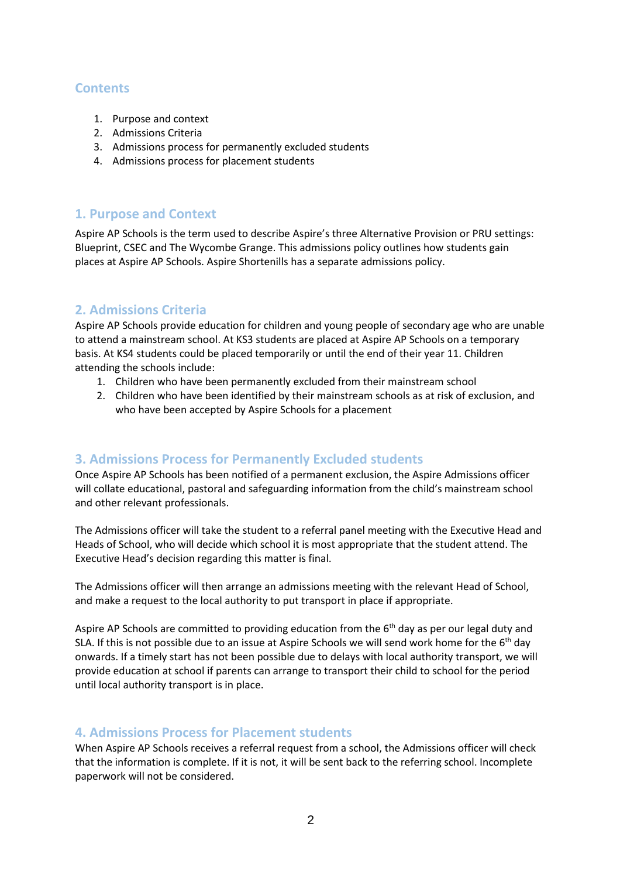## Contents

1. Purpose and context
2. Admissions Criteria
3. Admissions process for permanently excluded students
4. Admissions process for placement students

## 1. Purpose and Context

Aspire AP Schools is the term used to describe Aspire's three Alternative Provision or PRU settings: Blueprint, CSEC and The Wycombe Grange. This admissions policy outlines how students gain places at Aspire AP Schools. Aspire Shortenills has a separate admissions policy.

## 2. Admissions Criteria

Aspire AP Schools provide education for children and young people of secondary age who are unable to attend a mainstream school. At KS3 students are placed at Aspire AP Schools on a temporary basis. At KS4 students could be placed temporarily or until the end of their year 11. Children attending the schools include:

1. Children who have been permanently excluded from their mainstream school
2. Children who have been identified by their mainstream schools as at risk of exclusion, and who have been accepted by Aspire Schools for a placement

## 3. Admissions Process for Permanently Excluded students

Once Aspire AP Schools has been notified of a permanent exclusion, the Aspire Admissions officer will collate educational, pastoral and safeguarding information from the child's mainstream school and other relevant professionals.

The Admissions officer will take the student to a referral panel meeting with the Executive Head and Heads of School, who will decide which school it is most appropriate that the student attend. The Executive Head's decision regarding this matter is final.

The Admissions officer will then arrange an admissions meeting with the relevant Head of School, and make a request to the local authority to put transport in place if appropriate.

Aspire AP Schools are committed to providing education from the 6th day as per our legal duty and SLA. If this is not possible due to an issue at Aspire Schools we will send work home for the 6th day onwards. If a timely start has not been possible due to delays with local authority transport, we will provide education at school if parents can arrange to transport their child to school for the period until local authority transport is in place.

## 4. Admissions Process for Placement students

When Aspire AP Schools receives a referral request from a school, the Admissions officer will check that the information is complete. If it is not, it will be sent back to the referring school. Incomplete paperwork will not be considered.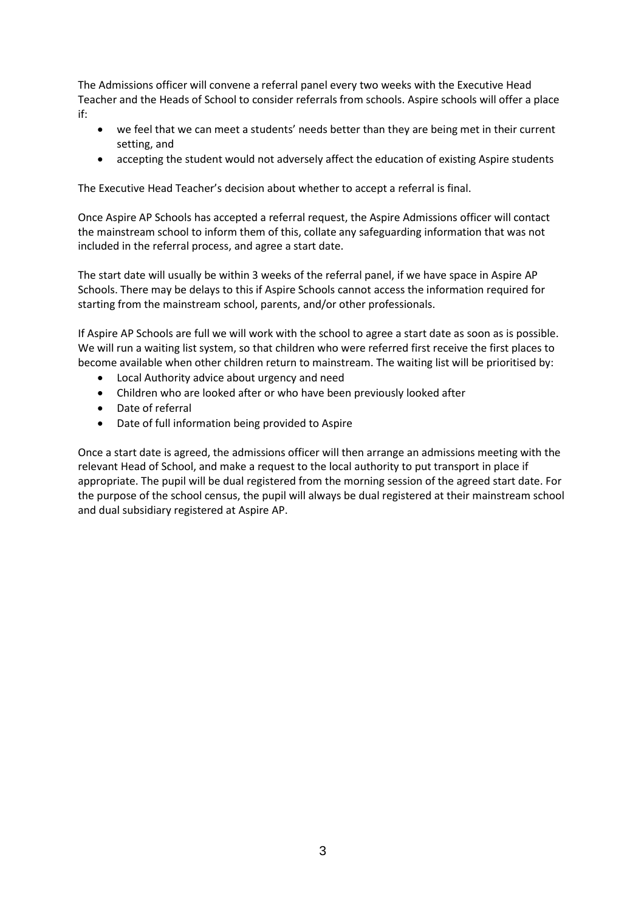The Admissions officer will convene a referral panel every two weeks with the Executive Head Teacher and the Heads of School to consider referrals from schools. Aspire schools will offer a place if:

- we feel that we can meet a students' needs better than they are being met in their current setting, and
- accepting the student would not adversely affect the education of existing Aspire students

The Executive Head Teacher's decision about whether to accept a referral is final.

Once Aspire AP Schools has accepted a referral request, the Aspire Admissions officer will contact the mainstream school to inform them of this, collate any safeguarding information that was not included in the referral process, and agree a start date.

The start date will usually be within 3 weeks of the referral panel, if we have space in Aspire AP Schools. There may be delays to this if Aspire Schools cannot access the information required for starting from the mainstream school, parents, and/or other professionals.

If Aspire AP Schools are full we will work with the school to agree a start date as soon as is possible. We will run a waiting list system, so that children who were referred first receive the first places to become available when other children return to mainstream. The waiting list will be prioritised by:

- Local Authority advice about urgency and need
- Children who are looked after or who have been previously looked after
- Date of referral
- Date of full information being provided to Aspire

Once a start date is agreed, the admissions officer will then arrange an admissions meeting with the relevant Head of School, and make a request to the local authority to put transport in place if appropriate. The pupil will be dual registered from the morning session of the agreed start date. For the purpose of the school census, the pupil will always be dual registered at their mainstream school and dual subsidiary registered at Aspire AP.